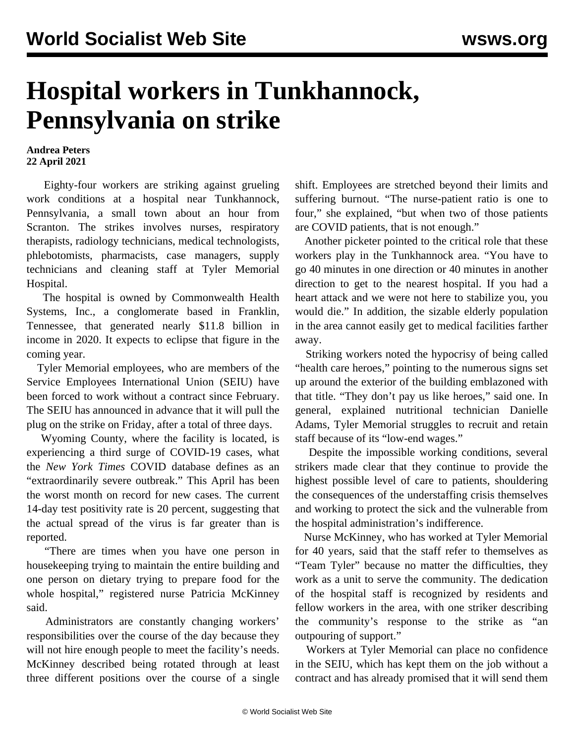# Hospital workers in Tunkhannock, Pennsylvania on strike

**Andrea Peters**
**22 April 2021**

Eighty-four workers are striking against grueling work conditions at a hospital near Tunkhannock, Pennsylvania, a small town about an hour from Scranton. The strikes involves nurses, respiratory therapists, radiology technicians, medical technologists, phlebotomists, pharmacists, case managers, supply technicians and cleaning staff at Tyler Memorial Hospital.

The hospital is owned by Commonwealth Health Systems, Inc., a conglomerate based in Franklin, Tennessee, that generated nearly $11.8 billion in income in 2020. It expects to eclipse that figure in the coming year.

Tyler Memorial employees, who are members of the Service Employees International Union (SEIU) have been forced to work without a contract since February. The SEIU has announced in advance that it will pull the plug on the strike on Friday, after a total of three days.

Wyoming County, where the facility is located, is experiencing a third surge of COVID-19 cases, what the *New York Times* COVID database defines as an "extraordinarily severe outbreak." This April has been the worst month on record for new cases. The current 14-day test positivity rate is 20 percent, suggesting that the actual spread of the virus is far greater than is reported.

"There are times when you have one person in housekeeping trying to maintain the entire building and one person on dietary trying to prepare food for the whole hospital," registered nurse Patricia McKinney said.

Administrators are constantly changing workers' responsibilities over the course of the day because they will not hire enough people to meet the facility's needs. McKinney described being rotated through at least three different positions over the course of a single shift. Employees are stretched beyond their limits and suffering burnout. "The nurse-patient ratio is one to four," she explained, "but when two of those patients are COVID patients, that is not enough."

Another picketer pointed to the critical role that these workers play in the Tunkhannock area. "You have to go 40 minutes in one direction or 40 minutes in another direction to get to the nearest hospital. If you had a heart attack and we were not here to stabilize you, you would die." In addition, the sizable elderly population in the area cannot easily get to medical facilities farther away.

Striking workers noted the hypocrisy of being called "health care heroes," pointing to the numerous signs set up around the exterior of the building emblazoned with that title. "They don't pay us like heroes," said one. In general, explained nutritional technician Danielle Adams, Tyler Memorial struggles to recruit and retain staff because of its "low-end wages."

Despite the impossible working conditions, several strikers made clear that they continue to provide the highest possible level of care to patients, shouldering the consequences of the understaffing crisis themselves and working to protect the sick and the vulnerable from the hospital administration's indifference.

Nurse McKinney, who has worked at Tyler Memorial for 40 years, said that the staff refer to themselves as "Team Tyler" because no matter the difficulties, they work as a unit to serve the community. The dedication of the hospital staff is recognized by residents and fellow workers in the area, with one striker describing the community's response to the strike as "an outpouring of support."

Workers at Tyler Memorial can place no confidence in the SEIU, which has kept them on the job without a contract and has already promised that it will send them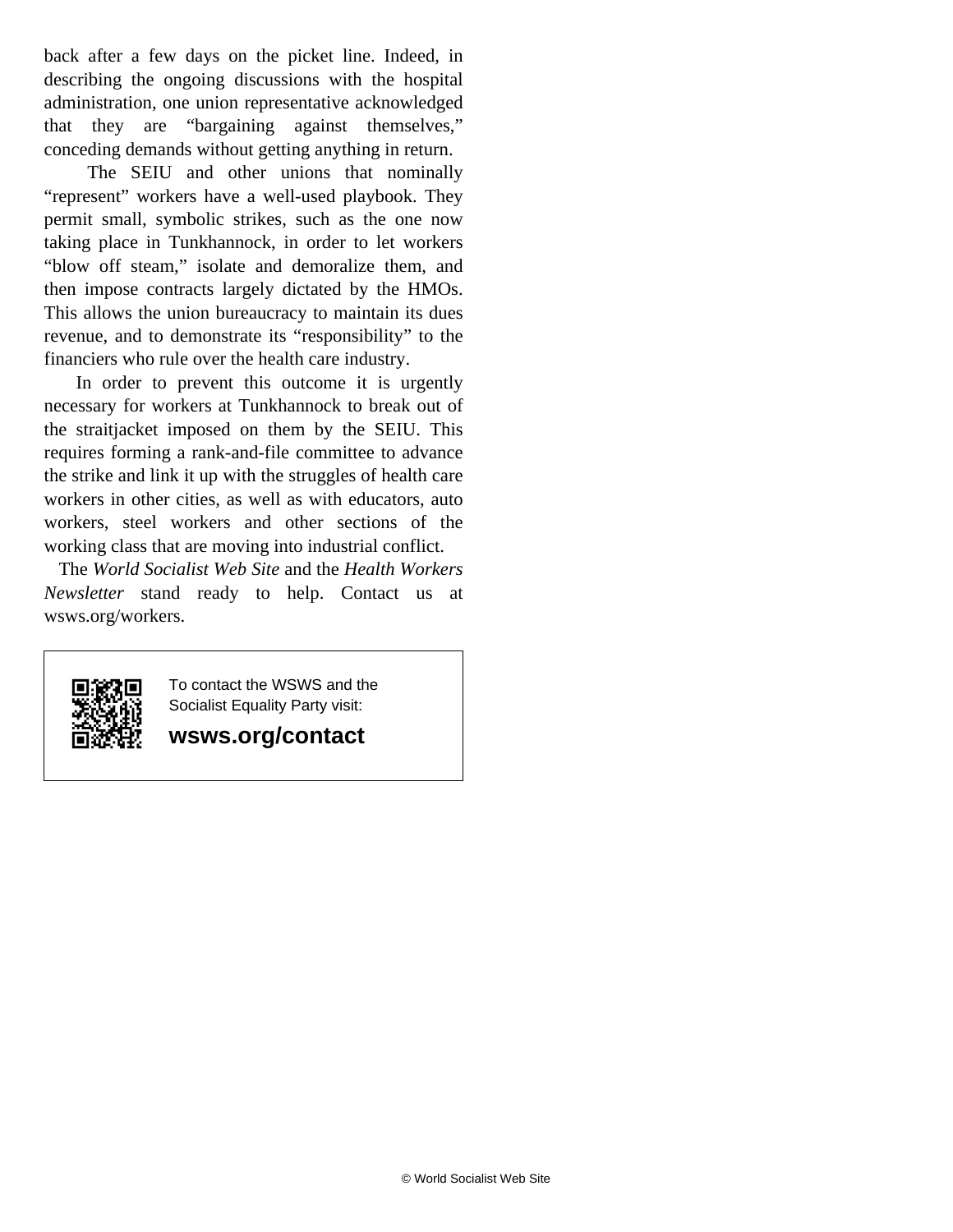back after a few days on the picket line. Indeed, in describing the ongoing discussions with the hospital administration, one union representative acknowledged that they are "bargaining against themselves," conceding demands without getting anything in return.

The SEIU and other unions that nominally "represent" workers have a well-used playbook. They permit small, symbolic strikes, such as the one now taking place in Tunkhannock, in order to let workers "blow off steam," isolate and demoralize them, and then impose contracts largely dictated by the HMOs. This allows the union bureaucracy to maintain its dues revenue, and to demonstrate its "responsibility" to the financiers who rule over the health care industry.

In order to prevent this outcome it is urgently necessary for workers at Tunkhannock to break out of the straitjacket imposed on them by the SEIU. This requires forming a rank-and-file committee to advance the strike and link it up with the struggles of health care workers in other cities, as well as with educators, auto workers, steel workers and other sections of the working class that are moving into industrial conflict.

The *World Socialist Web Site* and the *Health Workers Newsletter* stand ready to help. Contact us at wsws.org/workers.

To contact the WSWS and the Socialist Equality Party visit:

**wsws.org/contact**